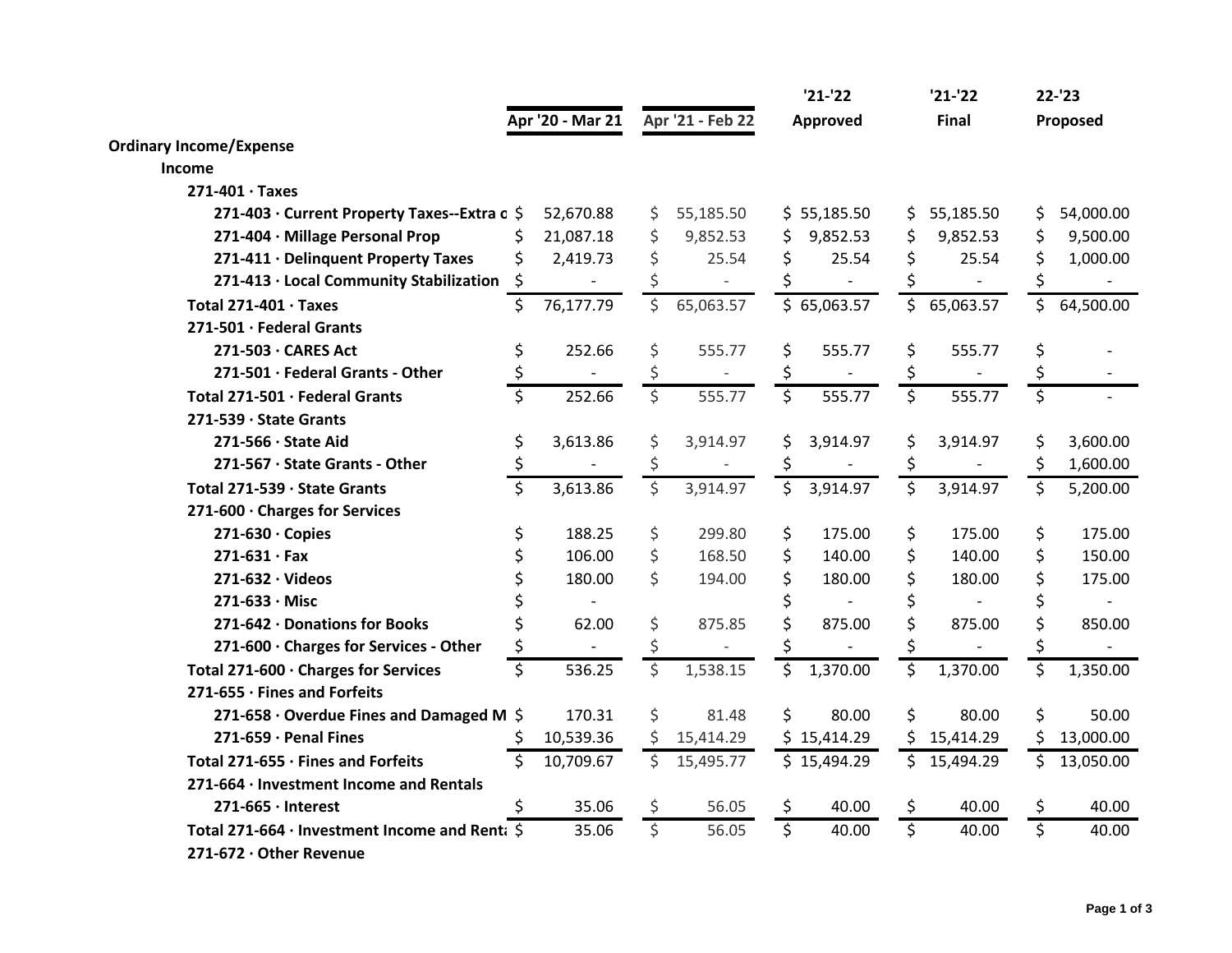| | Apr '20 - Mar 21 | Apr '21 - Feb 22 | '21-'22 Approved | '21-'22 Final | 22-'23 Proposed |
|---|---|---|---|---|---|
| **Ordinary Income/Expense** | | | | | |
| **Income** | | | | | |
| **271-401 · Taxes** | | | | | |
| **271-403 · Current Property Taxes--Extra c** | $ 52,670.88 | $ 55,185.50 | $ 55,185.50 | $ 55,185.50 | $ 54,000.00 |
| **271-404 · Millage Personal Prop** | $ 21,087.18 | $ 9,852.53 | $ 9,852.53 | $ 9,852.53 | $ 9,500.00 |
| **271-411 · Delinquent Property Taxes** | $ 2,419.73 | $ 25.54 | $ 25.54 | $ 25.54 | $ 1,000.00 |
| **271-413 · Local Community Stabilization** | $ - | $ - | $ - | $ - | $ - |
| **Total 271-401 · Taxes** | $ 76,177.79 | $ 65,063.57 | $ 65,063.57 | $ 65,063.57 | $ 64,500.00 |
| **271-501 · Federal Grants** | | | | | |
| **271-503 · CARES Act** | $ 252.66 | $ 555.77 | $ 555.77 | $ 555.77 | $ - |
| **271-501 · Federal Grants - Other** | $ - | $ - | $ - | $ - | $ - |
| **Total 271-501 · Federal Grants** | $ 252.66 | $ 555.77 | $ 555.77 | $ 555.77 | $ - |
| **271-539 · State Grants** | | | | | |
| **271-566 · State Aid** | $ 3,613.86 | $ 3,914.97 | $ 3,914.97 | $ 3,914.97 | $ 3,600.00 |
| **271-567 · State Grants - Other** | $ - | $ - | $ - | $ - | $ 1,600.00 |
| **Total 271-539 · State Grants** | $ 3,613.86 | $ 3,914.97 | $ 3,914.97 | $ 3,914.97 | $ 5,200.00 |
| **271-600 · Charges for Services** | | | | | |
| **271-630 · Copies** | $ 188.25 | $ 299.80 | $ 175.00 | $ 175.00 | $ 175.00 |
| **271-631 · Fax** | $ 106.00 | $ 168.50 | $ 140.00 | $ 140.00 | $ 150.00 |
| **271-632 · Videos** | $ 180.00 | $ 194.00 | $ 180.00 | $ 180.00 | $ 175.00 |
| **271-633 · Misc** | $ - | | $ - | $ - | $ - |
| **271-642 · Donations for Books** | $ 62.00 | $ 875.85 | $ 875.00 | $ 875.00 | $ 850.00 |
| **271-600 · Charges for Services - Other** | $ - | $ - | $ - | $ - | $ - |
| **Total 271-600 · Charges for Services** | $ 536.25 | $ 1,538.15 | $ 1,370.00 | $ 1,370.00 | $ 1,350.00 |
| **271-655 · Fines and Forfeits** | | | | | |
| **271-658 · Overdue Fines and Damaged M** | $ 170.31 | $ 81.48 | $ 80.00 | $ 80.00 | $ 50.00 |
| **271-659 · Penal Fines** | $ 10,539.36 | $ 15,414.29 | $ 15,414.29 | $ 15,414.29 | $ 13,000.00 |
| **Total 271-655 · Fines and Forfeits** | $ 10,709.67 | $ 15,495.77 | $ 15,494.29 | $ 15,494.29 | $ 13,050.00 |
| **271-664 · Investment Income and Rentals** | | | | | |
| **271-665 · Interest** | $ 35.06 | $ 56.05 | $ 40.00 | $ 40.00 | $ 40.00 |
| **Total 271-664 · Investment Income and Renta** | $ 35.06 | $ 56.05 | $ 40.00 | $ 40.00 | $ 40.00 |
| **271-672 · Other Revenue** | | | | | |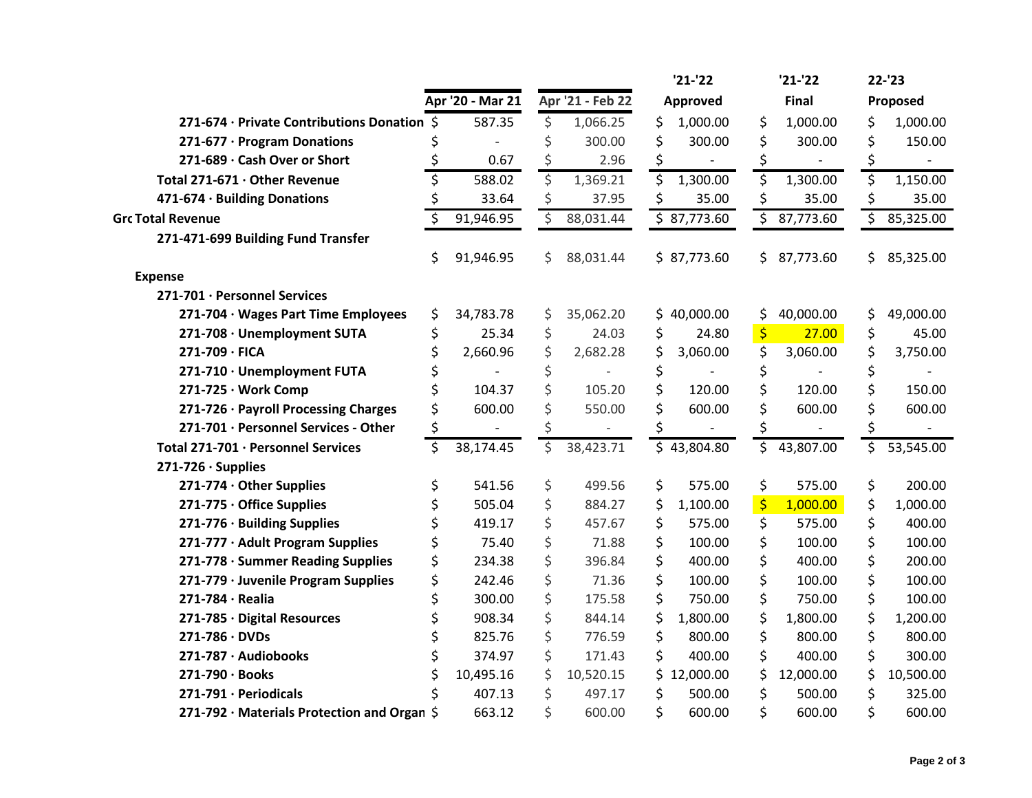| | Apr '20 - Mar 21 | Apr '21 - Feb 22 | '21-'22 Approved | '21-'22 Final | 22-'23 Proposed |
|---|---|---|---|---|---|
| 271-674 · Private Contributions Donation | $ 587.35 | $ 1,066.25 | $ 1,000.00 | $ 1,000.00 | $ 1,000.00 |
| 271-677 · Program Donations | $ - | $ 300.00 | $ 300.00 | $ 300.00 | $ 150.00 |
| 271-689 · Cash Over or Short | $ 0.67 | $ 2.96 | $ - | $ - | $ - |
| Total 271-671 · Other Revenue | $ 588.02 | $ 1,369.21 | $ 1,300.00 | $ 1,300.00 | $ 1,150.00 |
| 471-674 · Building Donations | $ 33.64 | $ 37.95 | $ 35.00 | $ 35.00 | $ 35.00 |
| Grc Total Revenue | $ 91,946.95 | $ 88,031.44 | $ 87,773.60 | $ 87,773.60 | $ 85,325.00 |
| 271-471-699 Building Fund Transfer | | | | | |
| | $ 91,946.95 | $ 88,031.44 | $ 87,773.60 | $ 87,773.60 | $ 85,325.00 |
| **Expense** | | | | | |
| 271-701 · Personnel Services | | | | | |
| 271-704 · Wages Part Time Employees | $ 34,783.78 | $ 35,062.20 | $ 40,000.00 | $ 40,000.00 | $ 49,000.00 |
| 271-708 · Unemployment SUTA | $ 25.34 | $ 24.03 | $ 24.80 | $ 27.00 | $ 45.00 |
| 271-709 · FICA | $ 2,660.96 | $ 2,682.28 | $ 3,060.00 | $ 3,060.00 | $ 3,750.00 |
| 271-710 · Unemployment FUTA | $ - | $ - | $ - | $ - | $ - |
| 271-725 · Work Comp | $ 104.37 | $ 105.20 | $ 120.00 | $ 120.00 | $ 150.00 |
| 271-726 · Payroll Processing Charges | $ 600.00 | $ 550.00 | $ 600.00 | $ 600.00 | $ 600.00 |
| 271-701 · Personnel Services - Other | $ - | $ - | $ - | $ - | $ - |
| Total 271-701 · Personnel Services | $ 38,174.45 | $ 38,423.71 | $ 43,804.80 | $ 43,807.00 | $ 53,545.00 |
| 271-726 · Supplies | | | | | |
| 271-774 · Other Supplies | $ 541.56 | $ 499.56 | $ 575.00 | $ 575.00 | $ 200.00 |
| 271-775 · Office Supplies | $ 505.04 | $ 884.27 | $ 1,100.00 | $ 1,000.00 | $ 1,000.00 |
| 271-776 · Building Supplies | $ 419.17 | $ 457.67 | $ 575.00 | $ 575.00 | $ 400.00 |
| 271-777 · Adult Program Supplies | $ 75.40 | $ 71.88 | $ 100.00 | $ 100.00 | $ 100.00 |
| 271-778 · Summer Reading Supplies | $ 234.38 | $ 396.84 | $ 400.00 | $ 400.00 | $ 200.00 |
| 271-779 · Juvenile Program Supplies | $ 242.46 | $ 71.36 | $ 100.00 | $ 100.00 | $ 100.00 |
| 271-784 · Realia | $ 300.00 | $ 175.58 | $ 750.00 | $ 750.00 | $ 100.00 |
| 271-785 · Digital Resources | $ 908.34 | $ 844.14 | $ 1,800.00 | $ 1,800.00 | $ 1,200.00 |
| 271-786 · DVDs | $ 825.76 | $ 776.59 | $ 800.00 | $ 800.00 | $ 800.00 |
| 271-787 · Audiobooks | $ 374.97 | $ 171.43 | $ 400.00 | $ 400.00 | $ 300.00 |
| 271-790 · Books | $ 10,495.16 | $ 10,520.15 | $ 12,000.00 | $ 12,000.00 | $ 10,500.00 |
| 271-791 · Periodicals | $ 407.13 | $ 497.17 | $ 500.00 | $ 500.00 | $ 325.00 |
| 271-792 · Materials Protection and Organ | $ 663.12 | $ 600.00 | $ 600.00 | $ 600.00 | $ 600.00 |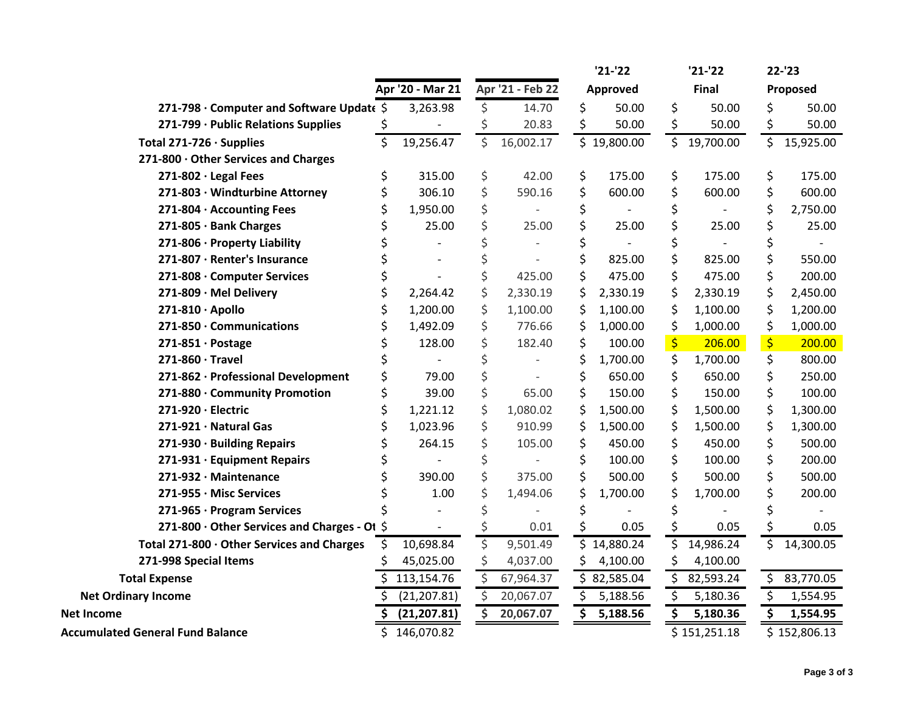| | Apr '20 - Mar 21 | Apr '21 - Feb 22 | '21-'22 Approved | '21-'22 Final | 22-'23 Proposed |
|---|---|---|---|---|---|
| 271-798 · Computer and Software Update | $ 3,263.98 | $ 14.70 | $ 50.00 | $ 50.00 | $ 50.00 |
| 271-799 · Public Relations Supplies | $ - | $ 20.83 | $ 50.00 | $ 50.00 | $ 50.00 |
| Total 271-726 · Supplies | $ 19,256.47 | $ 16,002.17 | $ 19,800.00 | $ 19,700.00 | $ 15,925.00 |
| 271-800 · Other Services and Charges | | | | | |
| 271-802 · Legal Fees | $ 315.00 | $ 42.00 | $ 175.00 | $ 175.00 | $ 175.00 |
| 271-803 · Windturbine Attorney | $ 306.10 | $ 590.16 | $ 600.00 | $ 600.00 | $ 600.00 |
| 271-804 · Accounting Fees | $ 1,950.00 | $ - | $ - | $ - | $ 2,750.00 |
| 271-805 · Bank Charges | $ 25.00 | $ 25.00 | $ 25.00 | $ 25.00 | $ 25.00 |
| 271-806 · Property Liability | $ - | $ - | $ - | $ - | $ - |
| 271-807 · Renter's Insurance | $ - | $ - | $ 825.00 | $ 825.00 | $ 550.00 |
| 271-808 · Computer Services | $ - | $ 425.00 | $ 475.00 | $ 475.00 | $ 200.00 |
| 271-809 · Mel Delivery | $ 2,264.42 | $ 2,330.19 | $ 2,330.19 | $ 2,330.19 | $ 2,450.00 |
| 271-810 · Apollo | $ 1,200.00 | $ 1,100.00 | $ 1,100.00 | $ 1,100.00 | $ 1,200.00 |
| 271-850 · Communications | $ 1,492.09 | $ 776.66 | $ 1,000.00 | $ 1,000.00 | $ 1,000.00 |
| 271-851 · Postage | $ 128.00 | $ 182.40 | $ 100.00 | $ 206.00 | $ 200.00 |
| 271-860 · Travel | $ - | $ - | $ 1,700.00 | $ 1,700.00 | $ 800.00 |
| 271-862 · Professional Development | $ 79.00 | $ - | $ 650.00 | $ 650.00 | $ 250.00 |
| 271-880 · Community Promotion | $ 39.00 | $ 65.00 | $ 150.00 | $ 150.00 | $ 100.00 |
| 271-920 · Electric | $ 1,221.12 | $ 1,080.02 | $ 1,500.00 | $ 1,500.00 | $ 1,300.00 |
| 271-921 · Natural Gas | $ 1,023.96 | $ 910.99 | $ 1,500.00 | $ 1,500.00 | $ 1,300.00 |
| 271-930 · Building Repairs | $ 264.15 | $ 105.00 | $ 450.00 | $ 450.00 | $ 500.00 |
| 271-931 · Equipment Repairs | $ - | $ - | $ 100.00 | $ 100.00 | $ 200.00 |
| 271-932 · Maintenance | $ 390.00 | $ 375.00 | $ 500.00 | $ 500.00 | $ 500.00 |
| 271-955 · Misc Services | $ 1.00 | $ 1,494.06 | $ 1,700.00 | $ 1,700.00 | $ 200.00 |
| 271-965 · Program Services | $ - | $ - | $ - | $ - | $ - |
| 271-800 · Other Services and Charges - Ot | $ - | $ 0.01 | $ 0.05 | $ 0.05 | $ 0.05 |
| Total 271-800 · Other Services and Charges | $ 10,698.84 | $ 9,501.49 | $ 14,880.24 | $ 14,986.24 | $ 14,300.05 |
| 271-998 Special Items | $ 45,025.00 | $ 4,037.00 | $ 4,100.00 | $ 4,100.00 | |
| Total Expense | $ 113,154.76 | $ 67,964.37 | $ 82,585.04 | $ 82,593.24 | $ 83,770.05 |
| Net Ordinary Income | $ (21,207.81) | $ 20,067.07 | $ 5,188.56 | $ 5,180.36 | $ 1,554.95 |
| **Net Income** | **$ (21,207.81)** | **$ 20,067.07** | **$ 5,188.56** | **$ 5,180.36** | **$ 1,554.95** |
| Accumulated General Fund Balance | $ 146,070.82 | | | $ 151,251.18 | $ 152,806.13 |